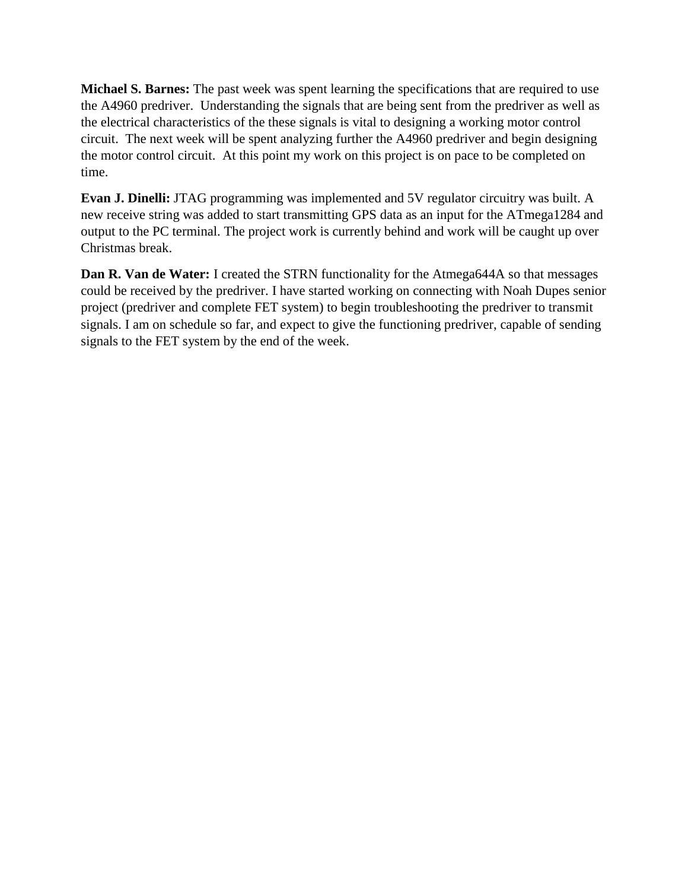**Michael S. Barnes:** The past week was spent learning the specifications that are required to use the A4960 predriver. Understanding the signals that are being sent from the predriver as well as the electrical characteristics of the these signals is vital to designing a working motor control circuit. The next week will be spent analyzing further the A4960 predriver and begin designing the motor control circuit. At this point my work on this project is on pace to be completed on time.

**Evan J. Dinelli:** JTAG programming was implemented and 5V regulator circuitry was built. A new receive string was added to start transmitting GPS data as an input for the ATmega1284 and output to the PC terminal. The project work is currently behind and work will be caught up over Christmas break.

**Dan R. Van de Water:** I created the STRN functionality for the Atmega644A so that messages could be received by the predriver. I have started working on connecting with Noah Dupes senior project (predriver and complete FET system) to begin troubleshooting the predriver to transmit signals. I am on schedule so far, and expect to give the functioning predriver, capable of sending signals to the FET system by the end of the week.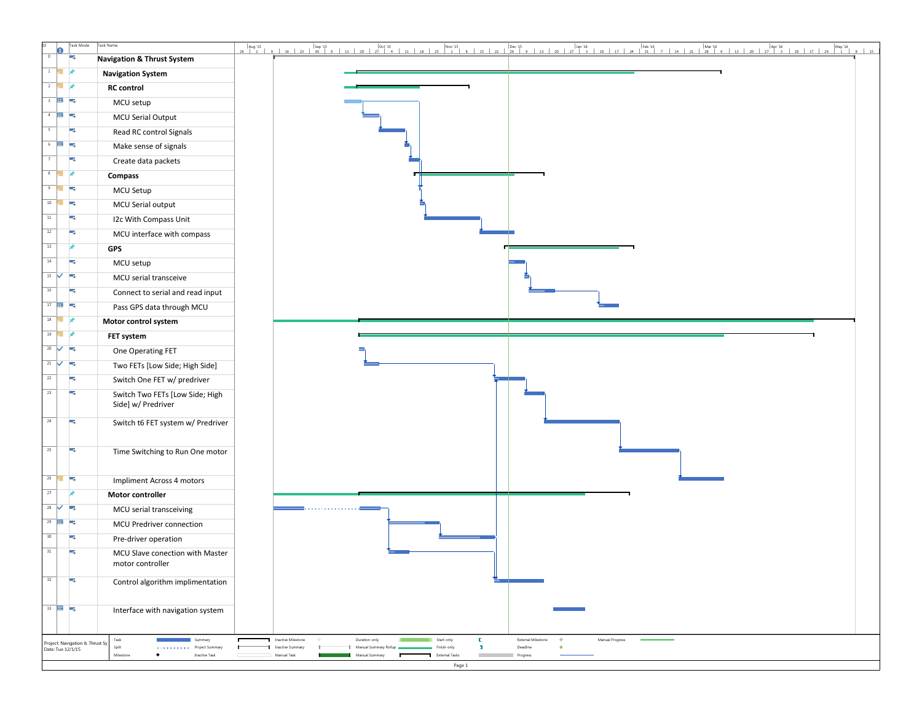| ID | Task Mode | Task Name |
|---|---|---|
| 0 | | **Navigation & Thrust System** |
| 1 | | **Navigation System** |
| 2 | | **RC control** |
| 3 | | MCU setup |
| 4 | | MCU Serial Output |
| 5 | | Read RC control Signals |
| 6 | | Make sense of signals |
| 7 | | Create data packets |
| 8 | | **Compass** |
| 9 | | MCU Setup |
| 10 | | MCU Serial output |
| 11 | | I2c With Compass Unit |
| 12 | | MCU interface with compass |
| 13 | | **GPS** |
| 14 | | MCU setup |
| 15 | | MCU serial transceive |
| 16 | | Connect to serial and read input |
| 17 | | Pass GPS data through MCU |
| 18 | | **Motor control system** |
| 19 | | **FET system** |
| 20 | | One Operating FET |
| 21 | | Two FETs [Low Side; High Side] |
| 22 | | Switch One FET w/ predriver |
| 23 | | Switch Two FETs [Low Side; High Side] w/ Predriver |
| 24 | | Switch t6 FET system w/ Predriver |
| 25 | | Time Switching to Run One motor |
| 26 | | Impliment Across 4 motors |
| 27 | | **Motor controller** |
| 28 | | MCU serial transceiving |
| 29 | | MCU Predriver connection |
| 30 | | Pre-driver operation |
| 31 | | MCU Slave conection with Master motor controller |
| 32 | | Control algorithm implimentation |
| 33 | | Interface with navigation system |

Aug '15 | Sep '15 | Oct '15 | Nov '15 | Dec '15 | Jan '16 | Feb '16 | Mar '16 | Apr '16 | May '16

26 | 2 | 9 | 16 | 23 | 30 | 6 | 13 | 20 | 27 | 4 | 11 | 18 | 25 | 1 | 8 | 15 | 22 | 29 | 6 | 13 | 20 | 27 | 3 | 10 | 17 | 24 | 31 | 7 | 14 | 21 | 28 | 6 | 13 | 20 | 27 | 3 | 10 | 17 | 24 | 1 | 8 | 15

Project: Navigation & Thrust Sy
Date: Tue 12/1/15

Task | Split | Milestone | Summary | Project Summary | Inactive Task | Inactive Milestone | Inactive Summary | Manual Task | Duration-only | Manual Summary Rollup | Manual Summary | Start-only | Finish-only | External Tasks | External Milestone | Deadline | Progress | Manual Progress